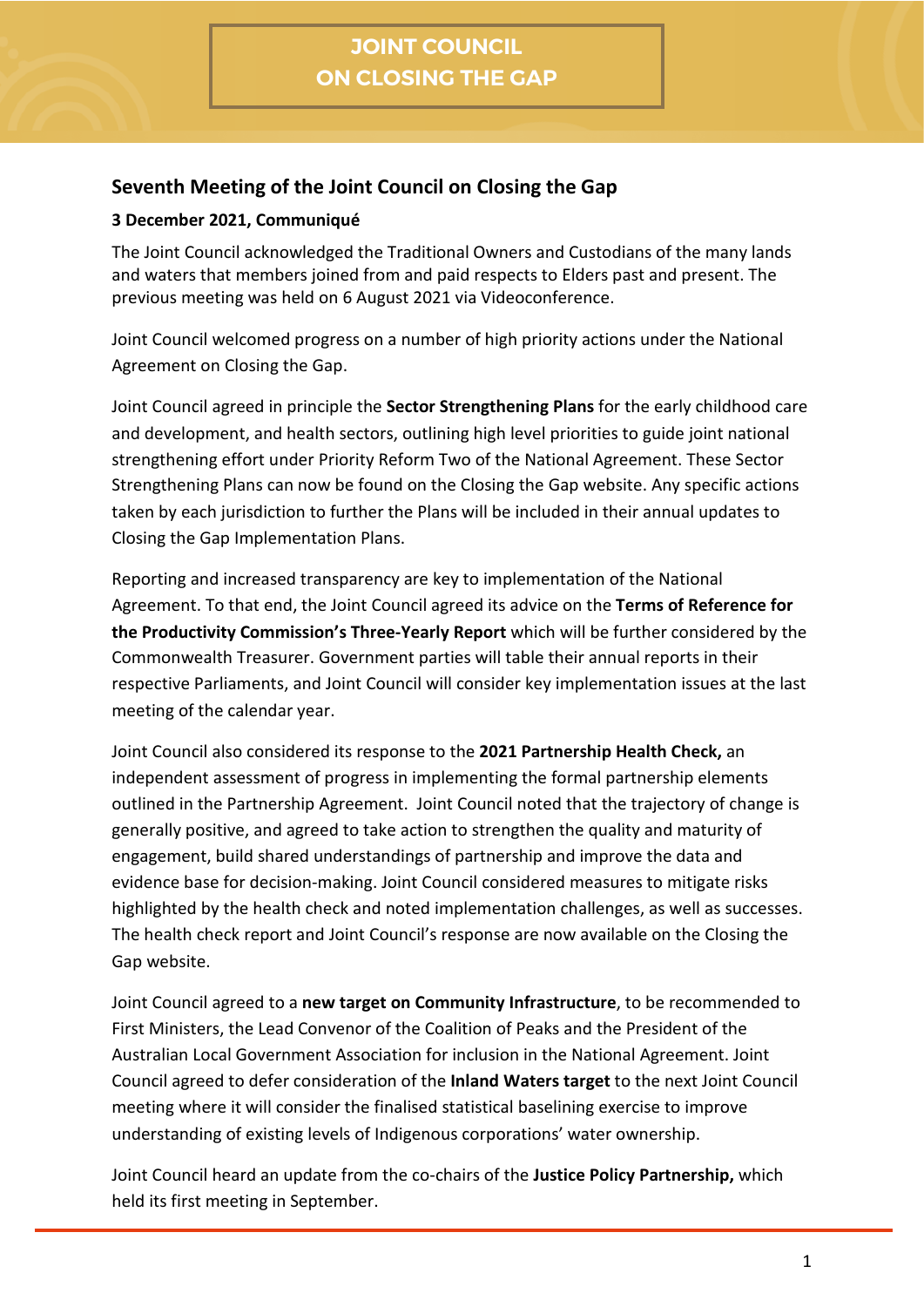# JOINT COUNCIL ON CLOSING THE GAP

## Seventh Meeting of the Joint Council on Closing the Gap

### 3 December 2021, Communiqué

The Joint Council acknowledged the Traditional Owners and Custodians of the many lands and waters that members joined from and paid respects to Elders past and present. The previous meeting was held on 6 August 2021 via Videoconference.

Joint Council welcomed progress on a number of high priority actions under the National Agreement on Closing the Gap.

Joint Council agreed in principle the **Sector Strengthening Plans** for the early childhood care and development, and health sectors, outlining high level priorities to guide joint national strengthening effort under Priority Reform Two of the National Agreement. These Sector Strengthening Plans can now be found on the Closing the Gap website. Any specific actions taken by each jurisdiction to further the Plans will be included in their annual updates to Closing the Gap Implementation Plans.

Reporting and increased transparency are key to implementation of the National Agreement. To that end, the Joint Council agreed its advice on the **Terms of Reference for the Productivity Commission's Three-Yearly Report** which will be further considered by the Commonwealth Treasurer. Government parties will table their annual reports in their respective Parliaments, and Joint Council will consider key implementation issues at the last meeting of the calendar year.

Joint Council also considered its response to the **2021 Partnership Health Check,** an independent assessment of progress in implementing the formal partnership elements outlined in the Partnership Agreement. Joint Council noted that the trajectory of change is generally positive, and agreed to take action to strengthen the quality and maturity of engagement, build shared understandings of partnership and improve the data and evidence base for decision-making. Joint Council considered measures to mitigate risks highlighted by the health check and noted implementation challenges, as well as successes. The health check report and Joint Council's response are now available on the Closing the Gap website.

Joint Council agreed to a **new target on Community Infrastructure**, to be recommended to First Ministers, the Lead Convenor of the Coalition of Peaks and the President of the Australian Local Government Association for inclusion in the National Agreement. Joint Council agreed to defer consideration of the **Inland Waters target** to the next Joint Council meeting where it will consider the finalised statistical baselining exercise to improve understanding of existing levels of Indigenous corporations' water ownership.

Joint Council heard an update from the co-chairs of the **Justice Policy Partnership,** which held its first meeting in September.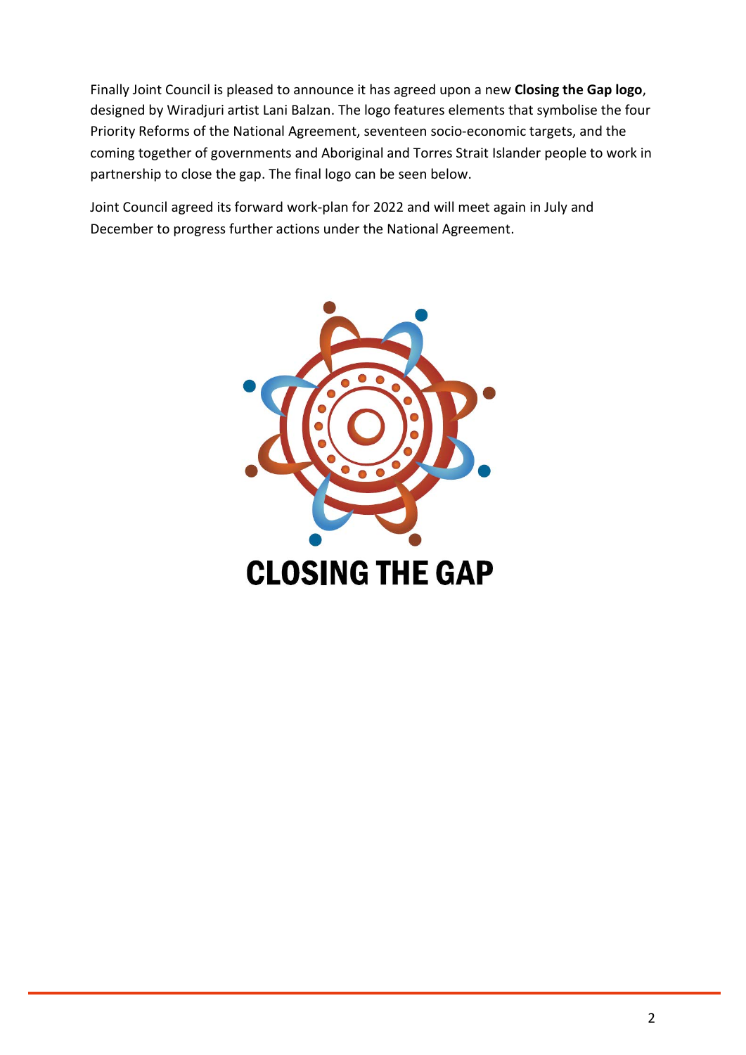Finally Joint Council is pleased to announce it has agreed upon a new **Closing the Gap logo**, designed by Wiradjuri artist Lani Balzan. The logo features elements that symbolise the four Priority Reforms of the National Agreement, seventeen socio-economic targets, and the coming together of governments and Aboriginal and Torres Strait Islander people to work in partnership to close the gap. The final logo can be seen below.

Joint Council agreed its forward work-plan for 2022 and will meet again in July and December to progress further actions under the National Agreement.

CLOSING THE GAP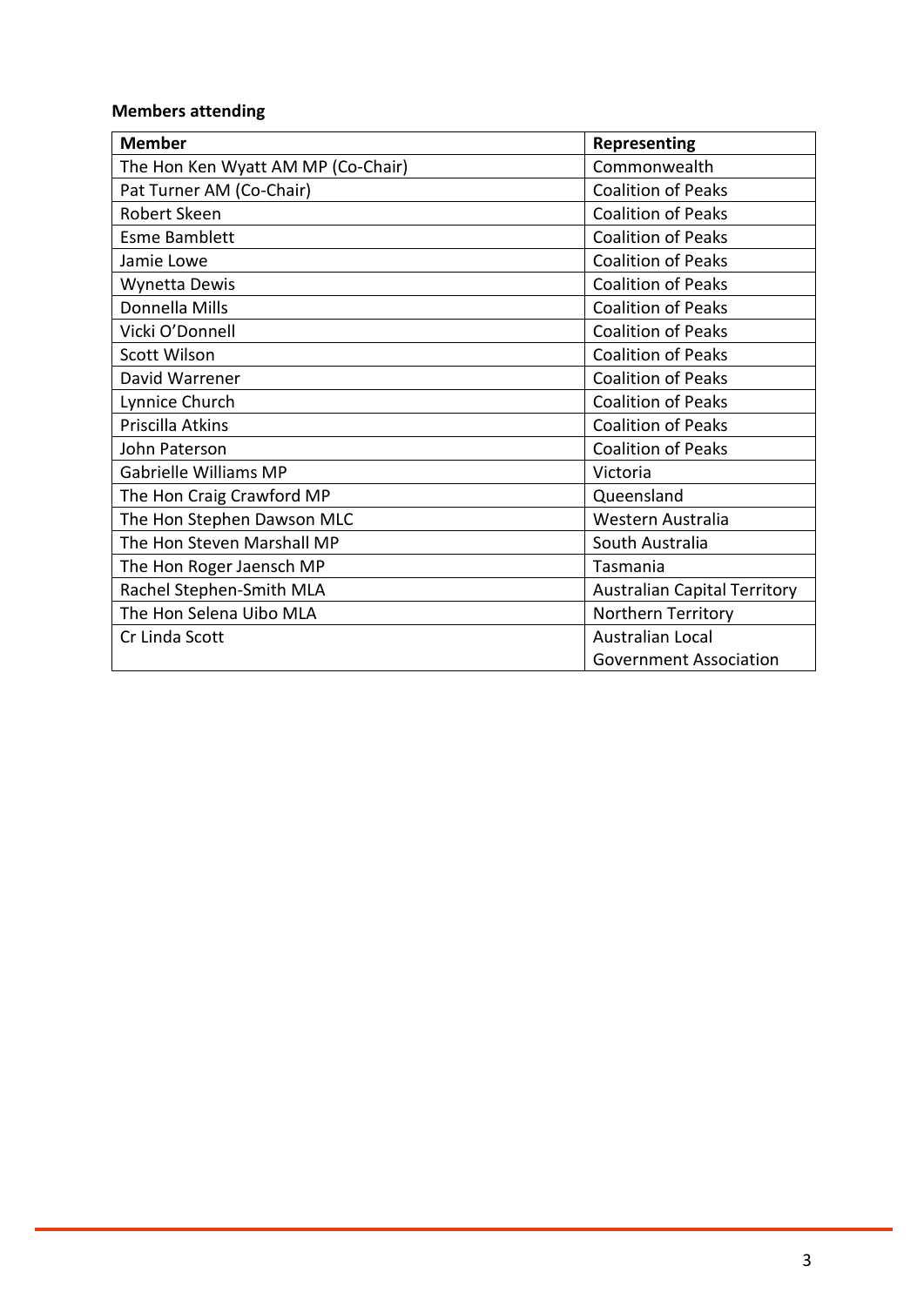**Members attending**

| Member | Representing |
| --- | --- |
| The Hon Ken Wyatt AM MP (Co-Chair) | Commonwealth |
| Pat Turner AM (Co-Chair) | Coalition of Peaks |
| Robert Skeen | Coalition of Peaks |
| Esme Bamblett | Coalition of Peaks |
| Jamie Lowe | Coalition of Peaks |
| Wynetta Dewis | Coalition of Peaks |
| Donnella Mills | Coalition of Peaks |
| Vicki O'Donnell | Coalition of Peaks |
| Scott Wilson | Coalition of Peaks |
| David Warrener | Coalition of Peaks |
| Lynnice Church | Coalition of Peaks |
| Priscilla Atkins | Coalition of Peaks |
| John Paterson | Coalition of Peaks |
| Gabrielle Williams MP | Victoria |
| The Hon Craig Crawford MP | Queensland |
| The Hon Stephen Dawson MLC | Western Australia |
| The Hon Steven Marshall MP | South Australia |
| The Hon Roger Jaensch MP | Tasmania |
| Rachel Stephen-Smith MLA | Australian Capital Territory |
| The Hon Selena Uibo MLA | Northern Territory |
| Cr Linda Scott | Australian Local Government Association |